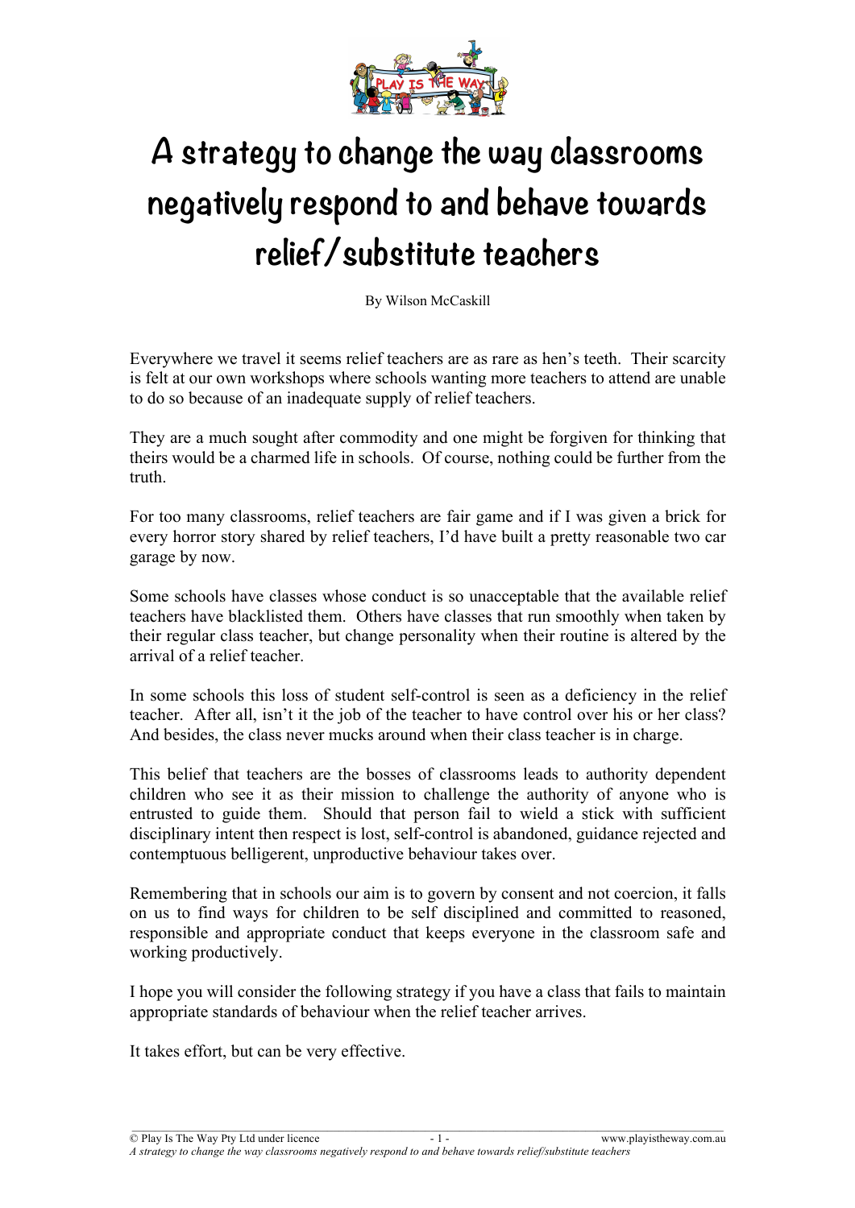# A strategy to change the way classrooms negatively respond to and behave towards relief/substitute teachers

By Wilson McCaskill

Everywhere we travel it seems relief teachers are as rare as hen's teeth. Their scarcity is felt at our own workshops where schools wanting more teachers to attend are unable to do so because of an inadequate supply of relief teachers.

They are a much sought after commodity and one might be forgiven for thinking that theirs would be a charmed life in schools. Of course, nothing could be further from the truth.

For too many classrooms, relief teachers are fair game and if I was given a brick for every horror story shared by relief teachers, I'd have built a pretty reasonable two car garage by now.

Some schools have classes whose conduct is so unacceptable that the available relief teachers have blacklisted them. Others have classes that run smoothly when taken by their regular class teacher, but change personality when their routine is altered by the arrival of a relief teacher.

In some schools this loss of student self-control is seen as a deficiency in the relief teacher. After all, isn't it the job of the teacher to have control over his or her class? And besides, the class never mucks around when their class teacher is in charge.

This belief that teachers are the bosses of classrooms leads to authority dependent children who see it as their mission to challenge the authority of anyone who is entrusted to guide them. Should that person fail to wield a stick with sufficient disciplinary intent then respect is lost, self-control is abandoned, guidance rejected and contemptuous belligerent, unproductive behaviour takes over.

Remembering that in schools our aim is to govern by consent and not coercion, it falls on us to find ways for children to be self disciplined and committed to reasoned, responsible and appropriate conduct that keeps everyone in the classroom safe and working productively.

I hope you will consider the following strategy if you have a class that fails to maintain appropriate standards of behaviour when the relief teacher arrives.

It takes effort, but can be very effective.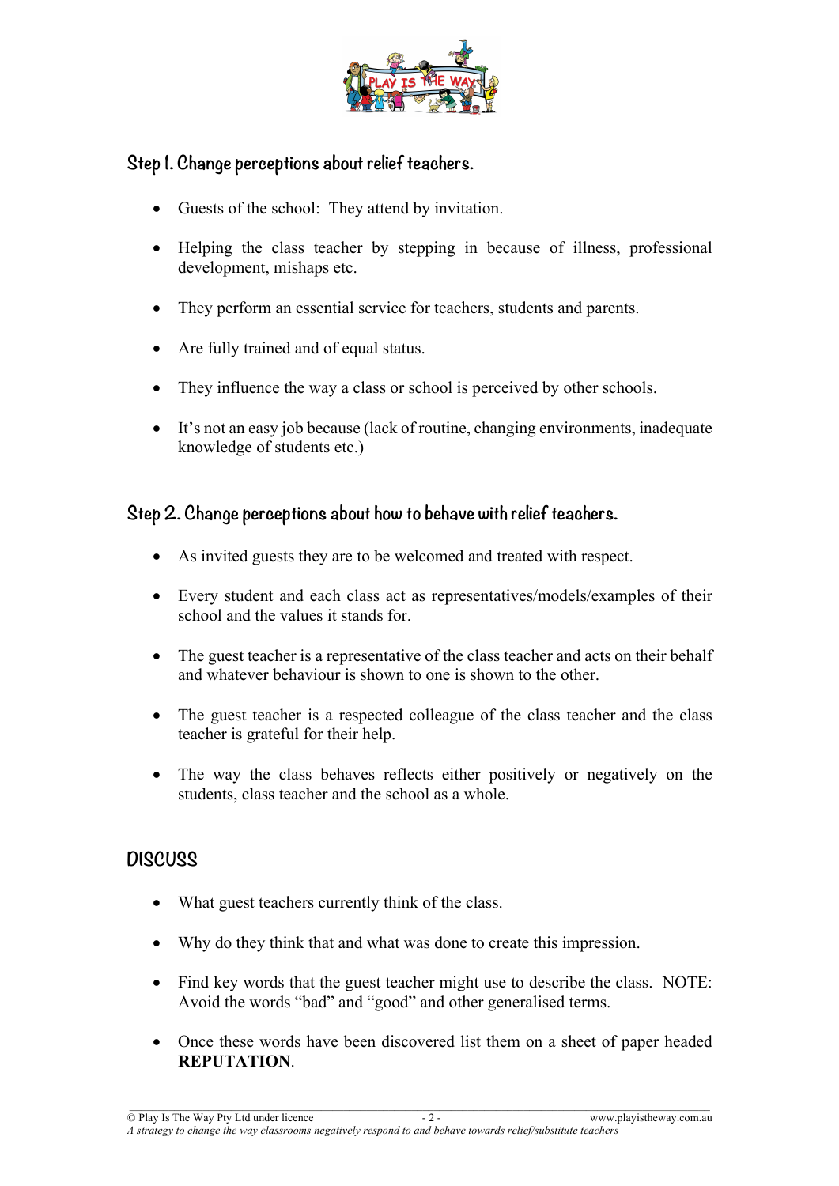## Step 1. Change perceptions about relief teachers.

- Guests of the school: They attend by invitation.
- Helping the class teacher by stepping in because of illness, professional development, mishaps etc.
- They perform an essential service for teachers, students and parents.
- Are fully trained and of equal status.
- They influence the way a class or school is perceived by other schools.
- It's not an easy job because (lack of routine, changing environments, inadequate knowledge of students etc.)

## Step 2. Change perceptions about how to behave with relief teachers.

- As invited guests they are to be welcomed and treated with respect.
- Every student and each class act as representatives/models/examples of their school and the values it stands for.
- The guest teacher is a representative of the class teacher and acts on their behalf and whatever behaviour is shown to one is shown to the other.
- The guest teacher is a respected colleague of the class teacher and the class teacher is grateful for their help.
- The way the class behaves reflects either positively or negatively on the students, class teacher and the school as a whole.

## DISCUSS

- What guest teachers currently think of the class.
- Why do they think that and what was done to create this impression.
- Find key words that the guest teacher might use to describe the class. NOTE: Avoid the words "bad" and "good" and other generalised terms.
- Once these words have been discovered list them on a sheet of paper headed **REPUTATION**.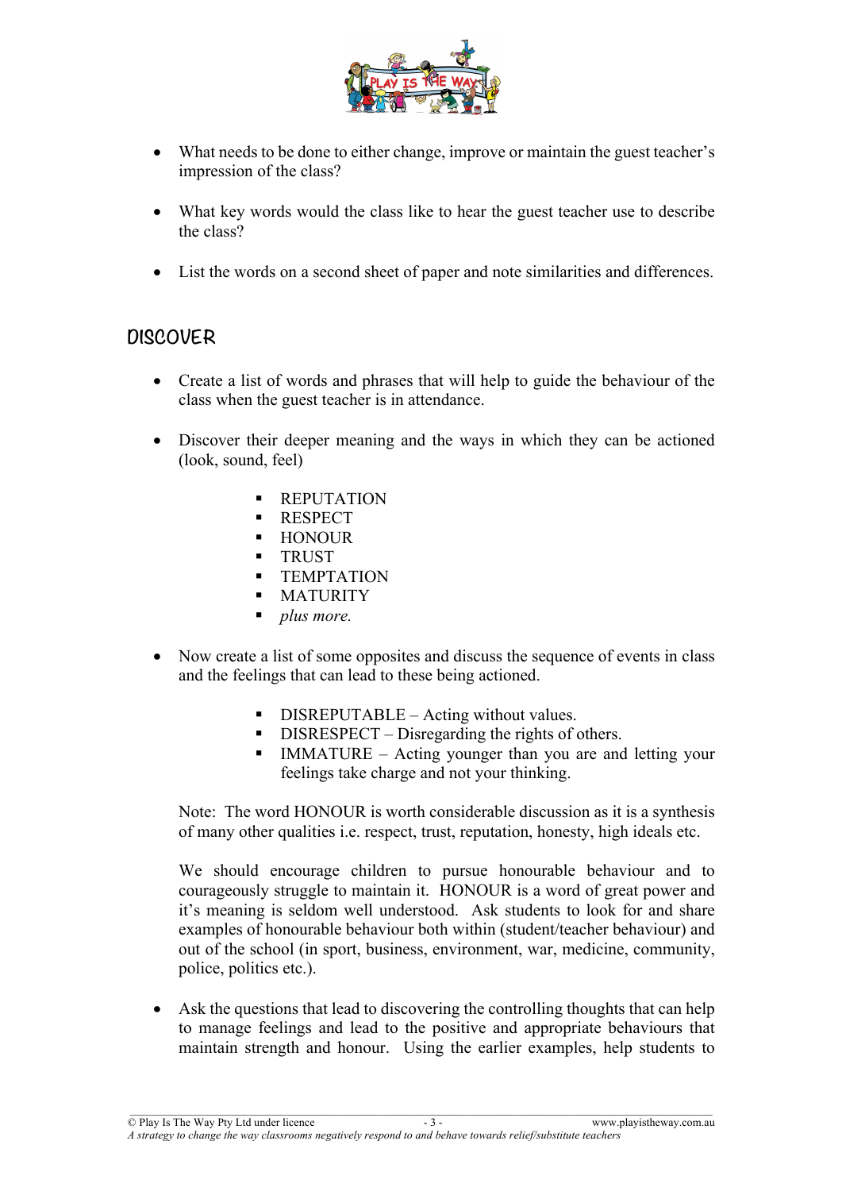- What needs to be done to either change, improve or maintain the guest teacher's impression of the class?

- What key words would the class like to hear the guest teacher use to describe the class?

- List the words on a second sheet of paper and note similarities and differences.

## DISCOVER

- Create a list of words and phrases that will help to guide the behaviour of the class when the guest teacher is in attendance.

- Discover their deeper meaning and the ways in which they can be actioned (look, sound, feel)

  - REPUTATION
  - RESPECT
  - HONOUR
  - TRUST
  - TEMPTATION
  - MATURITY
  - *plus more.*

- Now create a list of some opposites and discuss the sequence of events in class and the feelings that can lead to these being actioned.

  - DISREPUTABLE – Acting without values.
  - DISRESPECT – Disregarding the rights of others.
  - IMMATURE – Acting younger than you are and letting your feelings take charge and not your thinking.

  Note: The word HONOUR is worth considerable discussion as it is a synthesis of many other qualities i.e. respect, trust, reputation, honesty, high ideals etc.

  We should encourage children to pursue honourable behaviour and to courageously struggle to maintain it. HONOUR is a word of great power and it's meaning is seldom well understood. Ask students to look for and share examples of honourable behaviour both within (student/teacher behaviour) and out of the school (in sport, business, environment, war, medicine, community, police, politics etc.).

- Ask the questions that lead to discovering the controlling thoughts that can help to manage feelings and lead to the positive and appropriate behaviours that maintain strength and honour. Using the earlier examples, help students to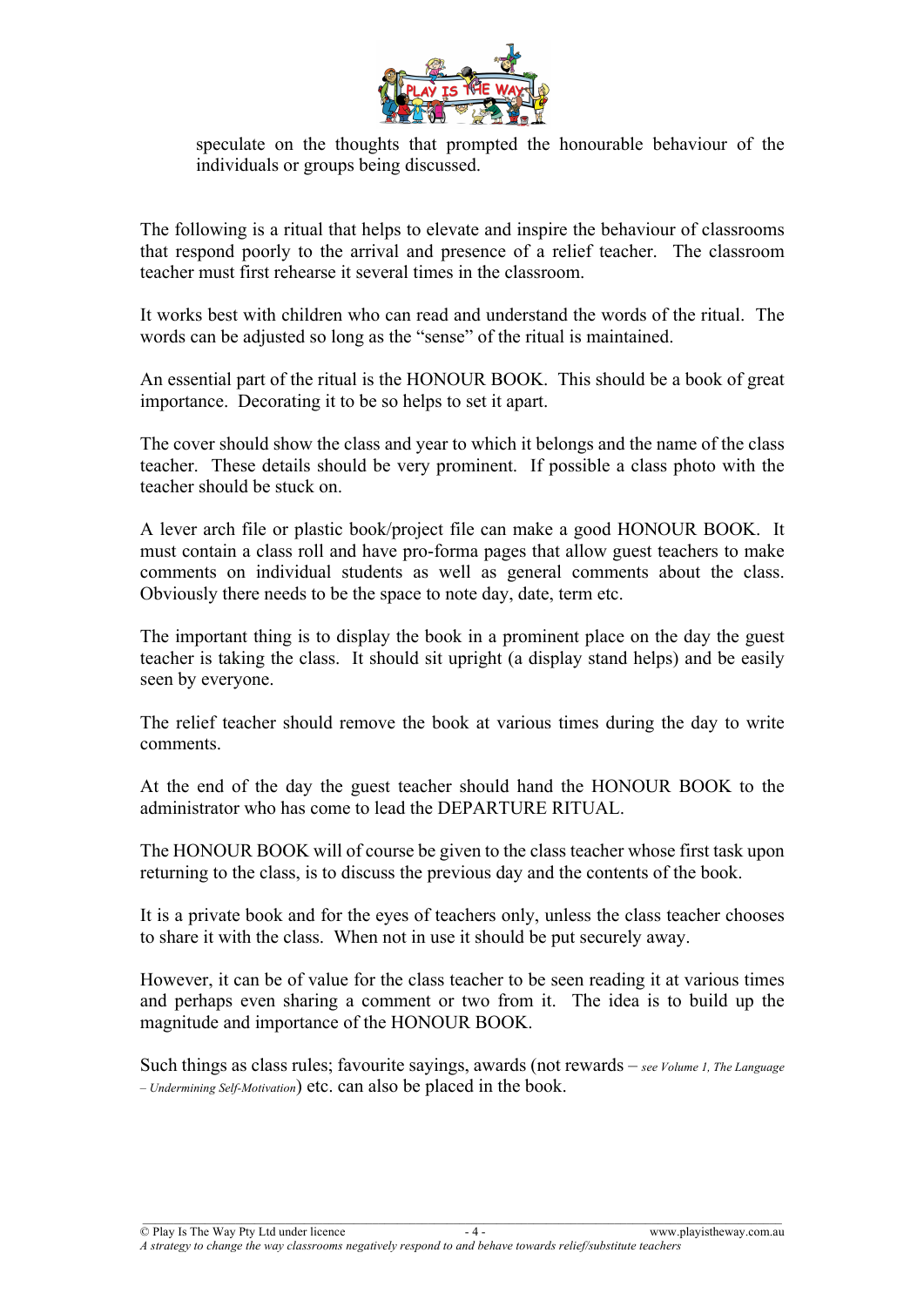speculate on the thoughts that prompted the honourable behaviour of the individuals or groups being discussed.

The following is a ritual that helps to elevate and inspire the behaviour of classrooms that respond poorly to the arrival and presence of a relief teacher. The classroom teacher must first rehearse it several times in the classroom.

It works best with children who can read and understand the words of the ritual. The words can be adjusted so long as the "sense" of the ritual is maintained.

An essential part of the ritual is the HONOUR BOOK. This should be a book of great importance. Decorating it to be so helps to set it apart.

The cover should show the class and year to which it belongs and the name of the class teacher. These details should be very prominent. If possible a class photo with the teacher should be stuck on.

A lever arch file or plastic book/project file can make a good HONOUR BOOK. It must contain a class roll and have pro-forma pages that allow guest teachers to make comments on individual students as well as general comments about the class. Obviously there needs to be the space to note day, date, term etc.

The important thing is to display the book in a prominent place on the day the guest teacher is taking the class. It should sit upright (a display stand helps) and be easily seen by everyone.

The relief teacher should remove the book at various times during the day to write comments.

At the end of the day the guest teacher should hand the HONOUR BOOK to the administrator who has come to lead the DEPARTURE RITUAL.

The HONOUR BOOK will of course be given to the class teacher whose first task upon returning to the class, is to discuss the previous day and the contents of the book.

It is a private book and for the eyes of teachers only, unless the class teacher chooses to share it with the class. When not in use it should be put securely away.

However, it can be of value for the class teacher to be seen reading it at various times and perhaps even sharing a comment or two from it. The idea is to build up the magnitude and importance of the HONOUR BOOK.

Such things as class rules; favourite sayings, awards (not rewards – *see Volume 1, The Language – Undermining Self-Motivation*) etc. can also be placed in the book.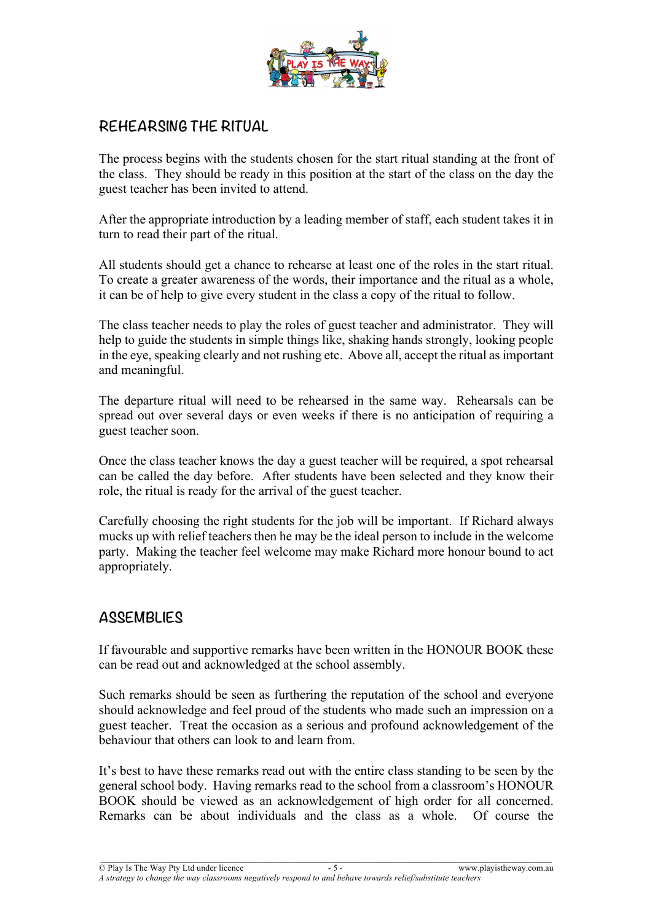## REHEARSING THE RITUAL

The process begins with the students chosen for the start ritual standing at the front of the class. They should be ready in this position at the start of the class on the day the guest teacher has been invited to attend.

After the appropriate introduction by a leading member of staff, each student takes it in turn to read their part of the ritual.

All students should get a chance to rehearse at least one of the roles in the start ritual. To create a greater awareness of the words, their importance and the ritual as a whole, it can be of help to give every student in the class a copy of the ritual to follow.

The class teacher needs to play the roles of guest teacher and administrator. They will help to guide the students in simple things like, shaking hands strongly, looking people in the eye, speaking clearly and not rushing etc. Above all, accept the ritual as important and meaningful.

The departure ritual will need to be rehearsed in the same way. Rehearsals can be spread out over several days or even weeks if there is no anticipation of requiring a guest teacher soon.

Once the class teacher knows the day a guest teacher will be required, a spot rehearsal can be called the day before. After students have been selected and they know their role, the ritual is ready for the arrival of the guest teacher.

Carefully choosing the right students for the job will be important. If Richard always mucks up with relief teachers then he may be the ideal person to include in the welcome party. Making the teacher feel welcome may make Richard more honour bound to act appropriately.

## ASSEMBLIES

If favourable and supportive remarks have been written in the HONOUR BOOK these can be read out and acknowledged at the school assembly.

Such remarks should be seen as furthering the reputation of the school and everyone should acknowledge and feel proud of the students who made such an impression on a guest teacher. Treat the occasion as a serious and profound acknowledgement of the behaviour that others can look to and learn from.

It's best to have these remarks read out with the entire class standing to be seen by the general school body. Having remarks read to the school from a classroom's HONOUR BOOK should be viewed as an acknowledgement of high order for all concerned. Remarks can be about individuals and the class as a whole. Of course the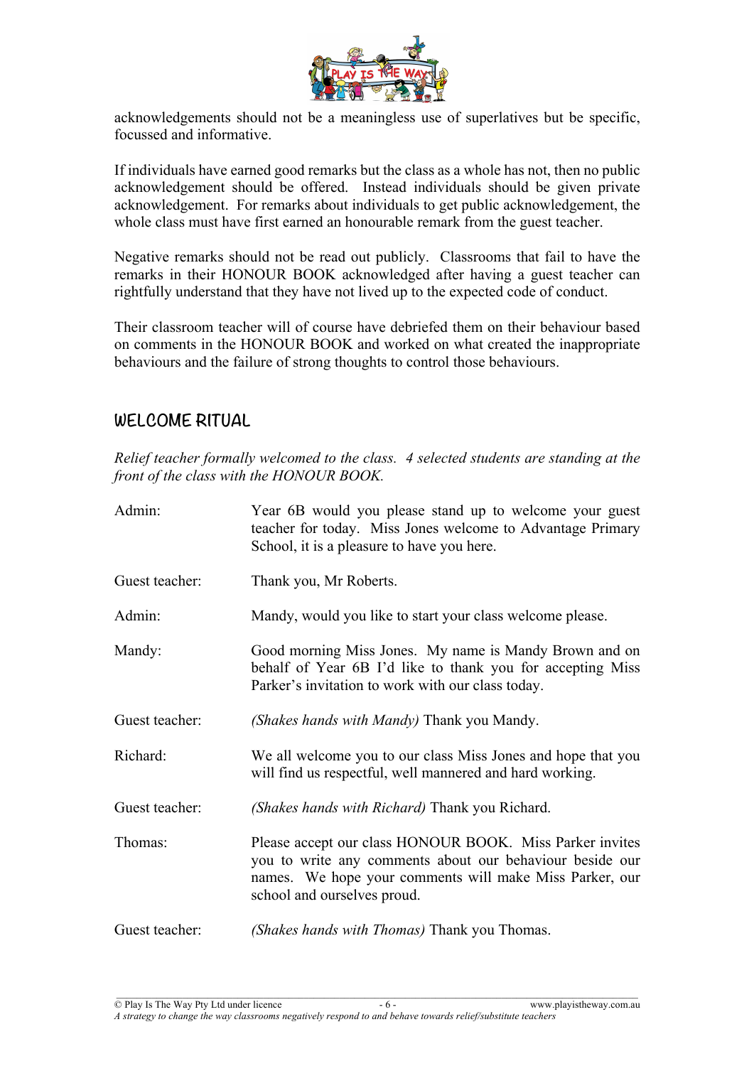acknowledgements should not be a meaningless use of superlatives but be specific, focussed and informative.

If individuals have earned good remarks but the class as a whole has not, then no public acknowledgement should be offered. Instead individuals should be given private acknowledgement. For remarks about individuals to get public acknowledgement, the whole class must have first earned an honourable remark from the guest teacher.

Negative remarks should not be read out publicly. Classrooms that fail to have the remarks in their HONOUR BOOK acknowledged after having a guest teacher can rightfully understand that they have not lived up to the expected code of conduct.

Their classroom teacher will of course have debriefed them on their behaviour based on comments in the HONOUR BOOK and worked on what created the inappropriate behaviours and the failure of strong thoughts to control those behaviours.

## WELCOME RITUAL

*Relief teacher formally welcomed to the class. 4 selected students are standing at the front of the class with the HONOUR BOOK.*

Admin: Year 6B would you please stand up to welcome your guest teacher for today. Miss Jones welcome to Advantage Primary School, it is a pleasure to have you here.

Guest teacher: Thank you, Mr Roberts.

Admin: Mandy, would you like to start your class welcome please.

Mandy: Good morning Miss Jones. My name is Mandy Brown and on behalf of Year 6B I'd like to thank you for accepting Miss Parker's invitation to work with our class today.

Guest teacher: *(Shakes hands with Mandy)* Thank you Mandy.

Richard: We all welcome you to our class Miss Jones and hope that you will find us respectful, well mannered and hard working.

Guest teacher: *(Shakes hands with Richard)* Thank you Richard.

Thomas: Please accept our class HONOUR BOOK. Miss Parker invites you to write any comments about our behaviour beside our names. We hope your comments will make Miss Parker, our school and ourselves proud.

Guest teacher: *(Shakes hands with Thomas)* Thank you Thomas.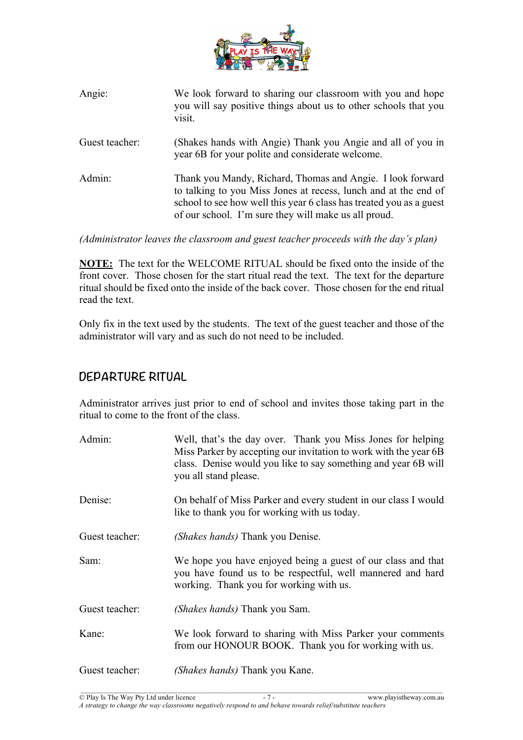| | |
|---|---|
| Angie: | We look forward to sharing our classroom with you and hope you will say positive things about us to other schools that you visit. |
| Guest teacher: | (Shakes hands with Angie) Thank you Angie and all of you in year 6B for your polite and considerate welcome. |
| Admin: | Thank you Mandy, Richard, Thomas and Angie. I look forward to talking to you Miss Jones at recess, lunch and at the end of school to see how well this year 6 class has treated you as a guest of our school. I'm sure they will make us all proud. |

*(Administrator leaves the classroom and guest teacher proceeds with the day's plan)*

**NOTE:** The text for the WELCOME RITUAL should be fixed onto the inside of the front cover. Those chosen for the start ritual read the text. The text for the departure ritual should be fixed onto the inside of the back cover. Those chosen for the end ritual read the text.

Only fix in the text used by the students. The text of the guest teacher and those of the administrator will vary and as such do not need to be included.

## DEPARTURE RITUAL

Administrator arrives just prior to end of school and invites those taking part in the ritual to come to the front of the class.

| | |
|---|---|
| Admin: | Well, that's the day over. Thank you Miss Jones for helping Miss Parker by accepting our invitation to work with the year 6B class. Denise would you like to say something and year 6B will you all stand please. |
| Denise: | On behalf of Miss Parker and every student in our class I would like to thank you for working with us today. |
| Guest teacher: | *(Shakes hands)* Thank you Denise. |
| Sam: | We hope you have enjoyed being a guest of our class and that you have found us to be respectful, well mannered and hard working. Thank you for working with us. |
| Guest teacher: | *(Shakes hands)* Thank you Sam. |
| Kane: | We look forward to sharing with Miss Parker your comments from our HONOUR BOOK. Thank you for working with us. |
| Guest teacher: | *(Shakes hands)* Thank you Kane. |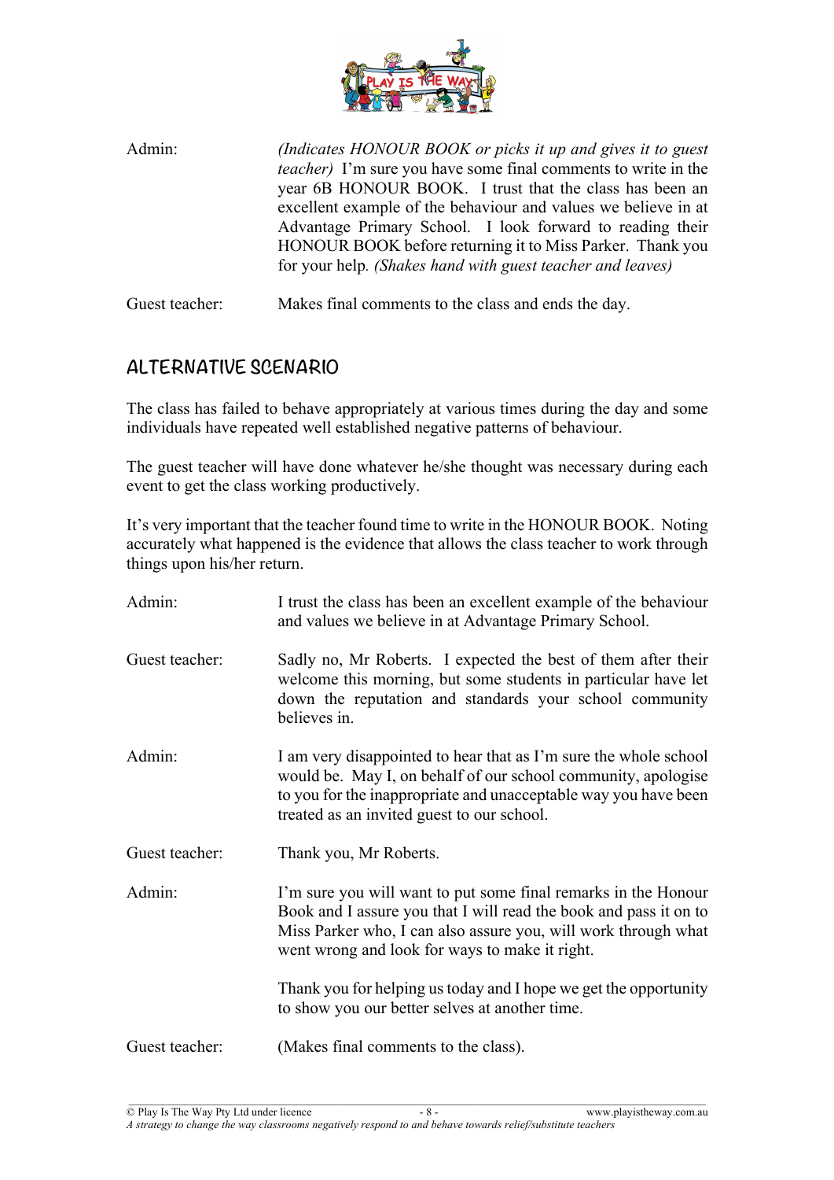Admin: *(Indicates HONOUR BOOK or picks it up and gives it to guest teacher)* I'm sure you have some final comments to write in the year 6B HONOUR BOOK. I trust that the class has been an excellent example of the behaviour and values we believe in at Advantage Primary School. I look forward to reading their HONOUR BOOK before returning it to Miss Parker. Thank you for your help. *(Shakes hand with guest teacher and leaves)*

Guest teacher: Makes final comments to the class and ends the day.

## ALTERNATIVE SCENARIO

The class has failed to behave appropriately at various times during the day and some individuals have repeated well established negative patterns of behaviour.

The guest teacher will have done whatever he/she thought was necessary during each event to get the class working productively.

It's very important that the teacher found time to write in the HONOUR BOOK. Noting accurately what happened is the evidence that allows the class teacher to work through things upon his/her return.

Admin: I trust the class has been an excellent example of the behaviour and values we believe in at Advantage Primary School.

Guest teacher: Sadly no, Mr Roberts. I expected the best of them after their welcome this morning, but some students in particular have let down the reputation and standards your school community believes in.

Admin: I am very disappointed to hear that as I'm sure the whole school would be. May I, on behalf of our school community, apologise to you for the inappropriate and unacceptable way you have been treated as an invited guest to our school.

Guest teacher: Thank you, Mr Roberts.

Admin: I'm sure you will want to put some final remarks in the Honour Book and I assure you that I will read the book and pass it on to Miss Parker who, I can also assure you, will work through what went wrong and look for ways to make it right.

Thank you for helping us today and I hope we get the opportunity to show you our better selves at another time.

Guest teacher: (Makes final comments to the class).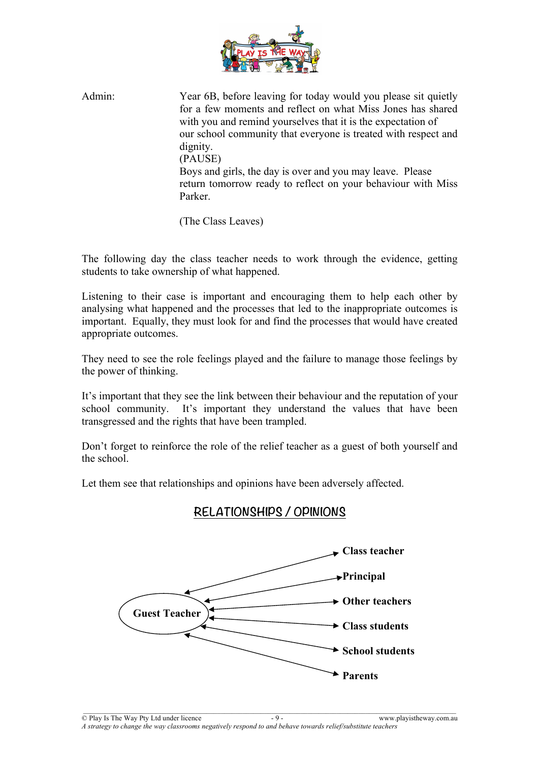Admin: Year 6B, before leaving for today would you please sit quietly for a few moments and reflect on what Miss Jones has shared with you and remind yourselves that it is the expectation of our school community that everyone is treated with respect and dignity.
(PAUSE)
Boys and girls, the day is over and you may leave. Please return tomorrow ready to reflect on your behaviour with Miss Parker.

(The Class Leaves)

The following day the class teacher needs to work through the evidence, getting students to take ownership of what happened.

Listening to their case is important and encouraging them to help each other by analysing what happened and the processes that led to the inappropriate outcomes is important. Equally, they must look for and find the processes that would have created appropriate outcomes.

They need to see the role feelings played and the failure to manage those feelings by the power of thinking.

It's important that they see the link between their behaviour and the reputation of your school community. It's important they understand the values that have been transgressed and the rights that have been trampled.

Don't forget to reinforce the role of the relief teacher as a guest of both yourself and the school.

Let them see that relationships and opinions have been adversely affected.

## RELATIONSHIPS / OPINIONS

**Guest Teacher** ↔ **Class teacher**
**Guest Teacher** ↔ **Principal**
**Guest Teacher** ↔ **Other teachers**
**Guest Teacher** ↔ **Class students**
**Guest Teacher** ↔ **School students**
**Guest Teacher** ↔ **Parents**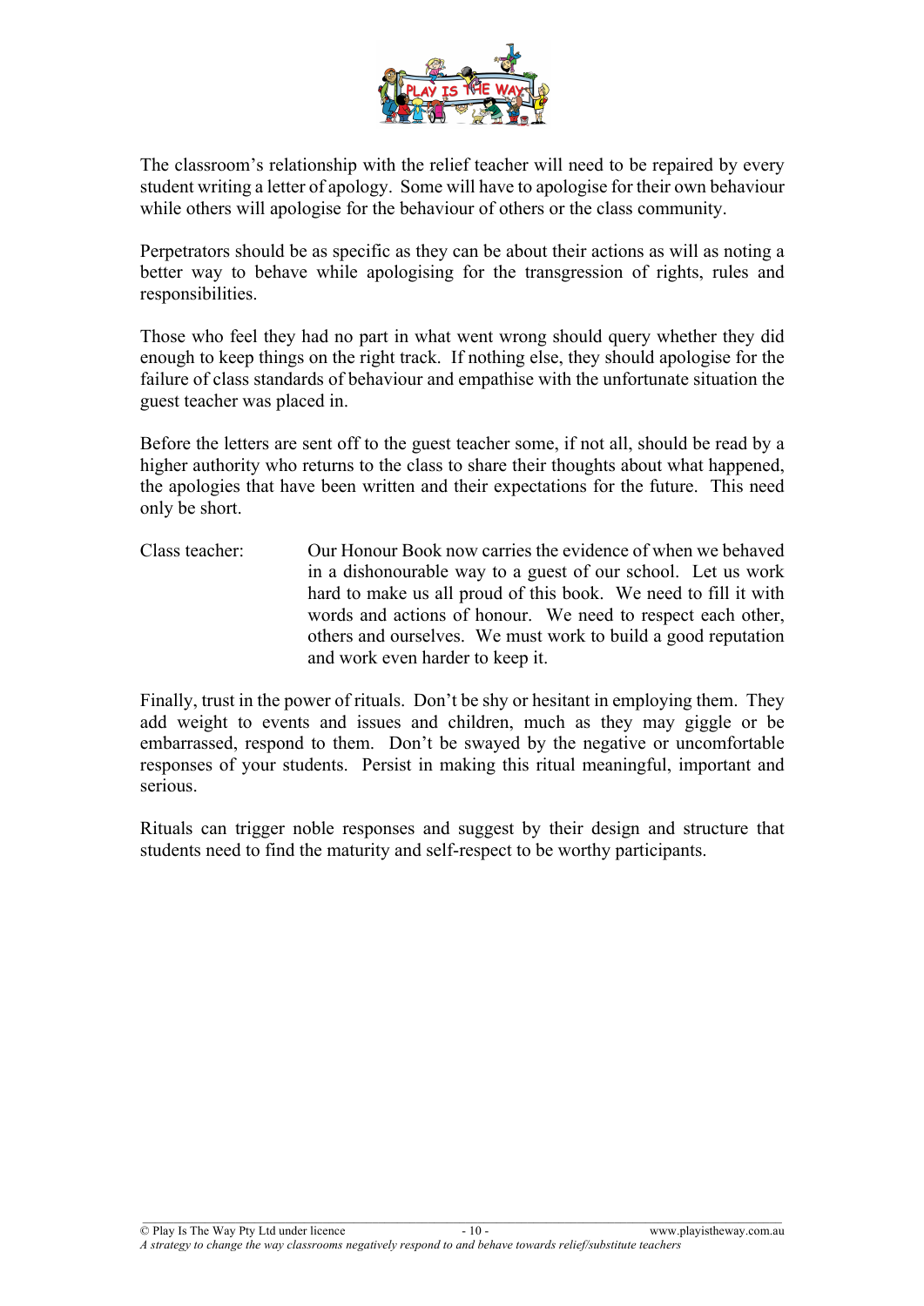The classroom's relationship with the relief teacher will need to be repaired by every student writing a letter of apology. Some will have to apologise for their own behaviour while others will apologise for the behaviour of others or the class community.

Perpetrators should be as specific as they can be about their actions as will as noting a better way to behave while apologising for the transgression of rights, rules and responsibilities.

Those who feel they had no part in what went wrong should query whether they did enough to keep things on the right track. If nothing else, they should apologise for the failure of class standards of behaviour and empathise with the unfortunate situation the guest teacher was placed in.

Before the letters are sent off to the guest teacher some, if not all, should be read by a higher authority who returns to the class to share their thoughts about what happened, the apologies that have been written and their expectations for the future. This need only be short.

Class teacher: Our Honour Book now carries the evidence of when we behaved in a dishonourable way to a guest of our school. Let us work hard to make us all proud of this book. We need to fill it with words and actions of honour. We need to respect each other, others and ourselves. We must work to build a good reputation and work even harder to keep it.

Finally, trust in the power of rituals. Don't be shy or hesitant in employing them. They add weight to events and issues and children, much as they may giggle or be embarrassed, respond to them. Don't be swayed by the negative or uncomfortable responses of your students. Persist in making this ritual meaningful, important and serious.

Rituals can trigger noble responses and suggest by their design and structure that students need to find the maturity and self-respect to be worthy participants.